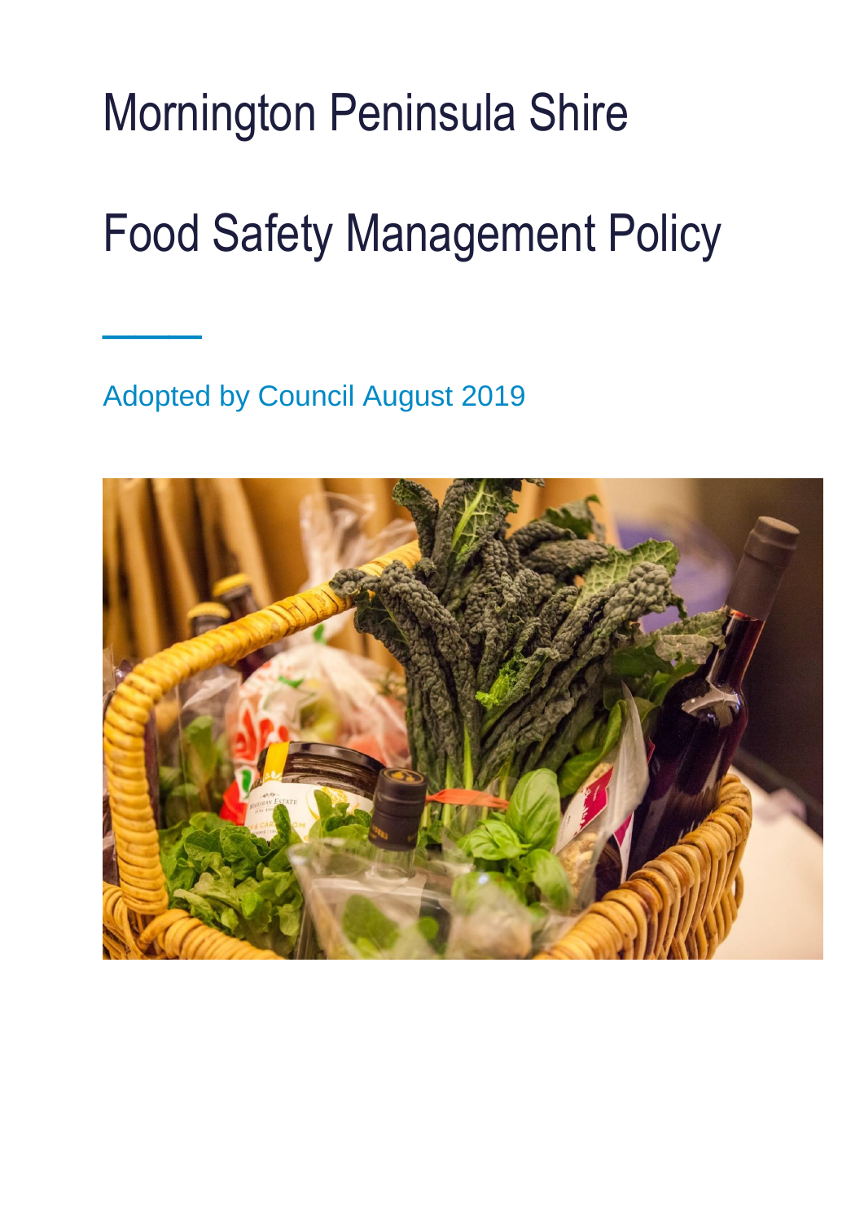# Mornington Peninsula Shire

# Food Safety Management Policy

Adopted by Council August 2019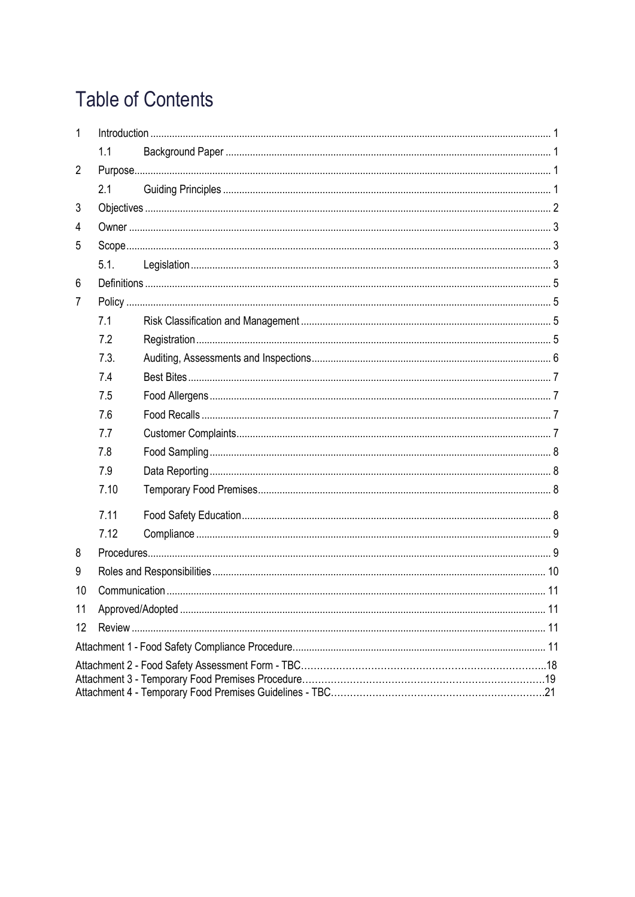# Table of Contents

| | | | |
|---|---|---|---|
| 1 | Introduction | | 1 |
| | 1.1 | Background Paper | 1 |
| 2 | Purpose | | 1 |
| | 2.1 | Guiding Principles | 1 |
| 3 | Objectives | | 2 |
| 4 | Owner | | 3 |
| 5 | Scope | | 3 |
| | 5.1. | Legislation | 3 |
| 6 | Definitions | | 5 |
| 7 | Policy | | 5 |
| | 7.1 | Risk Classification and Management | 5 |
| | 7.2 | Registration | 5 |
| | 7.3. | Auditing, Assessments and Inspections | 6 |
| | 7.4 | Best Bites | 7 |
| | 7.5 | Food Allergens | 7 |
| | 7.6 | Food Recalls | 7 |
| | 7.7 | Customer Complaints | 7 |
| | 7.8 | Food Sampling | 8 |
| | 7.9 | Data Reporting | 8 |
| | 7.10 | Temporary Food Premises | 8 |
| | 7.11 | Food Safety Education | 8 |
| | 7.12 | Compliance | 9 |
| 8 | Procedures | | 9 |
| 9 | Roles and Responsibilities | | 10 |
| 10 | Communication | | 11 |
| 11 | Approved/Adopted | | 11 |
| 12 | Review | | 11 |
| Attachment 1 - Food Safety Compliance Procedure | | | 11 |
| Attachment 2 - Food Safety Assessment Form - TBC | | | 18 |
| Attachment 3 - Temporary Food Premises Procedure | | | 19 |
| Attachment 4 - Temporary Food Premises Guidelines - TBC | | | 21 |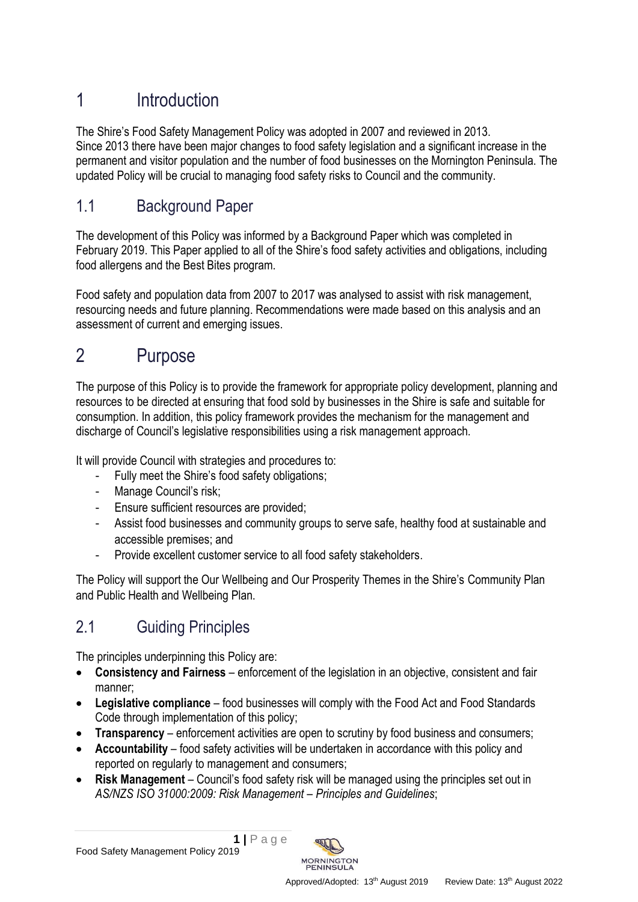# 1 Introduction

The Shire's Food Safety Management Policy was adopted in 2007 and reviewed in 2013.
Since 2013 there have been major changes to food safety legislation and a significant increase in the permanent and visitor population and the number of food businesses on the Mornington Peninsula. The updated Policy will be crucial to managing food safety risks to Council and the community.

## 1.1 Background Paper

The development of this Policy was informed by a Background Paper which was completed in February 2019. This Paper applied to all of the Shire's food safety activities and obligations, including food allergens and the Best Bites program.

Food safety and population data from 2007 to 2017 was analysed to assist with risk management, resourcing needs and future planning. Recommendations were made based on this analysis and an assessment of current and emerging issues.

# 2 Purpose

The purpose of this Policy is to provide the framework for appropriate policy development, planning and resources to be directed at ensuring that food sold by businesses in the Shire is safe and suitable for consumption. In addition, this policy framework provides the mechanism for the management and discharge of Council's legislative responsibilities using a risk management approach.

It will provide Council with strategies and procedures to:

- Fully meet the Shire's food safety obligations;
- Manage Council's risk;
- Ensure sufficient resources are provided;
- Assist food businesses and community groups to serve safe, healthy food at sustainable and accessible premises; and
- Provide excellent customer service to all food safety stakeholders.

The Policy will support the Our Wellbeing and Our Prosperity Themes in the Shire's Community Plan and Public Health and Wellbeing Plan.

## 2.1 Guiding Principles

The principles underpinning this Policy are:

- **Consistency and Fairness** – enforcement of the legislation in an objective, consistent and fair manner;
- **Legislative compliance** – food businesses will comply with the Food Act and Food Standards Code through implementation of this policy;
- **Transparency** – enforcement activities are open to scrutiny by food business and consumers;
- **Accountability** – food safety activities will be undertaken in accordance with this policy and reported on regularly to management and consumers;
- **Risk Management** – Council's food safety risk will be managed using the principles set out in *AS/NZS ISO 31000:2009: Risk Management – Principles and Guidelines*;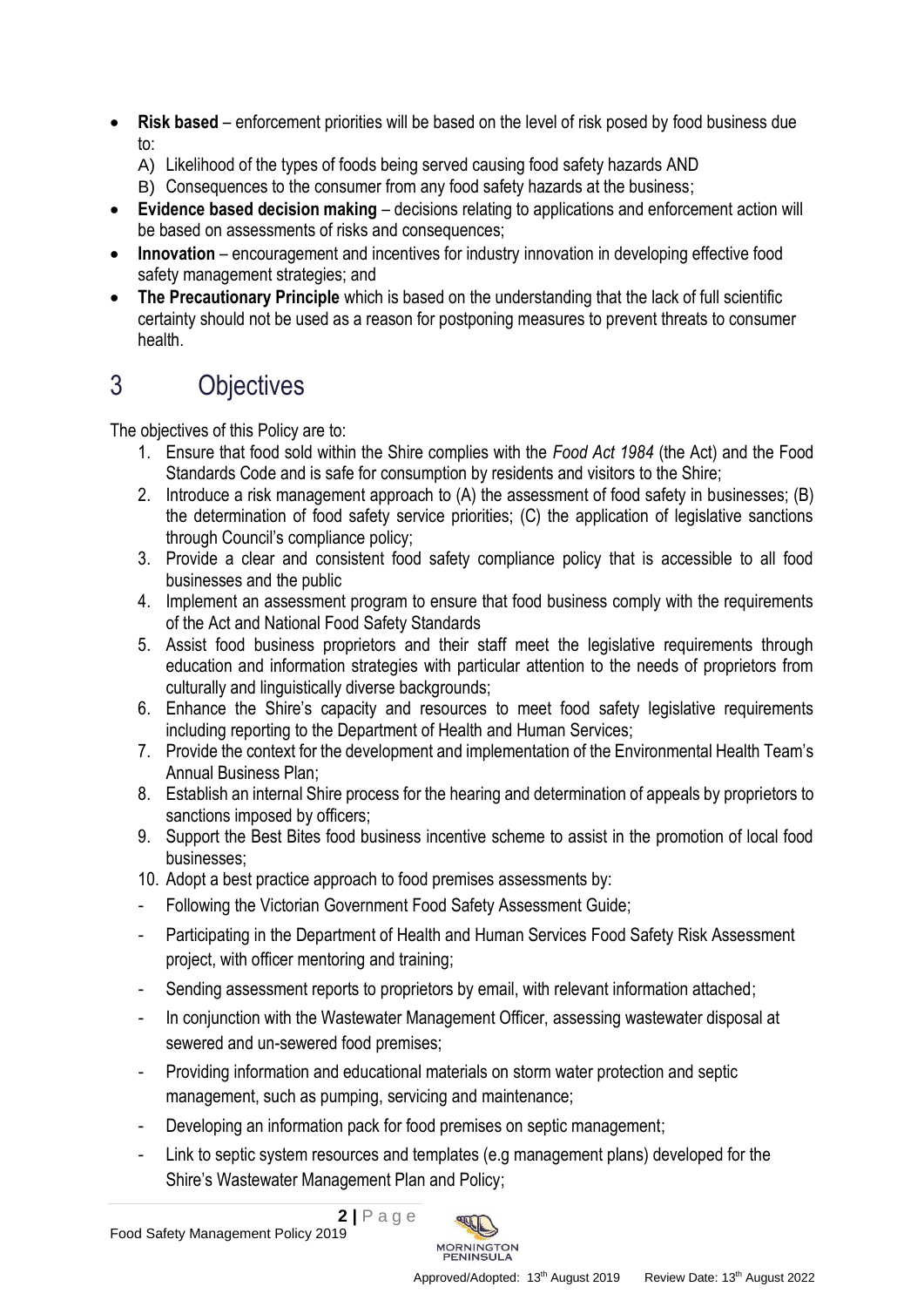- **Risk based** – enforcement priorities will be based on the level of risk posed by food business due to:
  - A) Likelihood of the types of foods being served causing food safety hazards AND
  - B) Consequences to the consumer from any food safety hazards at the business;
- **Evidence based decision making** – decisions relating to applications and enforcement action will be based on assessments of risks and consequences;
- **Innovation** – encouragement and incentives for industry innovation in developing effective food safety management strategies; and
- **The Precautionary Principle** which is based on the understanding that the lack of full scientific certainty should not be used as a reason for postponing measures to prevent threats to consumer health.

# 3 Objectives

The objectives of this Policy are to:

1. Ensure that food sold within the Shire complies with the *Food Act 1984* (the Act) and the Food Standards Code and is safe for consumption by residents and visitors to the Shire;
2. Introduce a risk management approach to (A) the assessment of food safety in businesses; (B) the determination of food safety service priorities; (C) the application of legislative sanctions through Council's compliance policy;
3. Provide a clear and consistent food safety compliance policy that is accessible to all food businesses and the public
4. Implement an assessment program to ensure that food business comply with the requirements of the Act and National Food Safety Standards
5. Assist food business proprietors and their staff meet the legislative requirements through education and information strategies with particular attention to the needs of proprietors from culturally and linguistically diverse backgrounds;
6. Enhance the Shire's capacity and resources to meet food safety legislative requirements including reporting to the Department of Health and Human Services;
7. Provide the context for the development and implementation of the Environmental Health Team's Annual Business Plan;
8. Establish an internal Shire process for the hearing and determination of appeals by proprietors to sanctions imposed by officers;
9. Support the Best Bites food business incentive scheme to assist in the promotion of local food businesses;
10. Adopt a best practice approach to food premises assessments by:
    - Following the Victorian Government Food Safety Assessment Guide;
    - Participating in the Department of Health and Human Services Food Safety Risk Assessment project, with officer mentoring and training;
    - Sending assessment reports to proprietors by email, with relevant information attached;
    - In conjunction with the Wastewater Management Officer, assessing wastewater disposal at sewered and un-sewered food premises;
    - Providing information and educational materials on storm water protection and septic management, such as pumping, servicing and maintenance;
    - Developing an information pack for food premises on septic management;
    - Link to septic system resources and templates (e.g management plans) developed for the Shire's Wastewater Management Plan and Policy;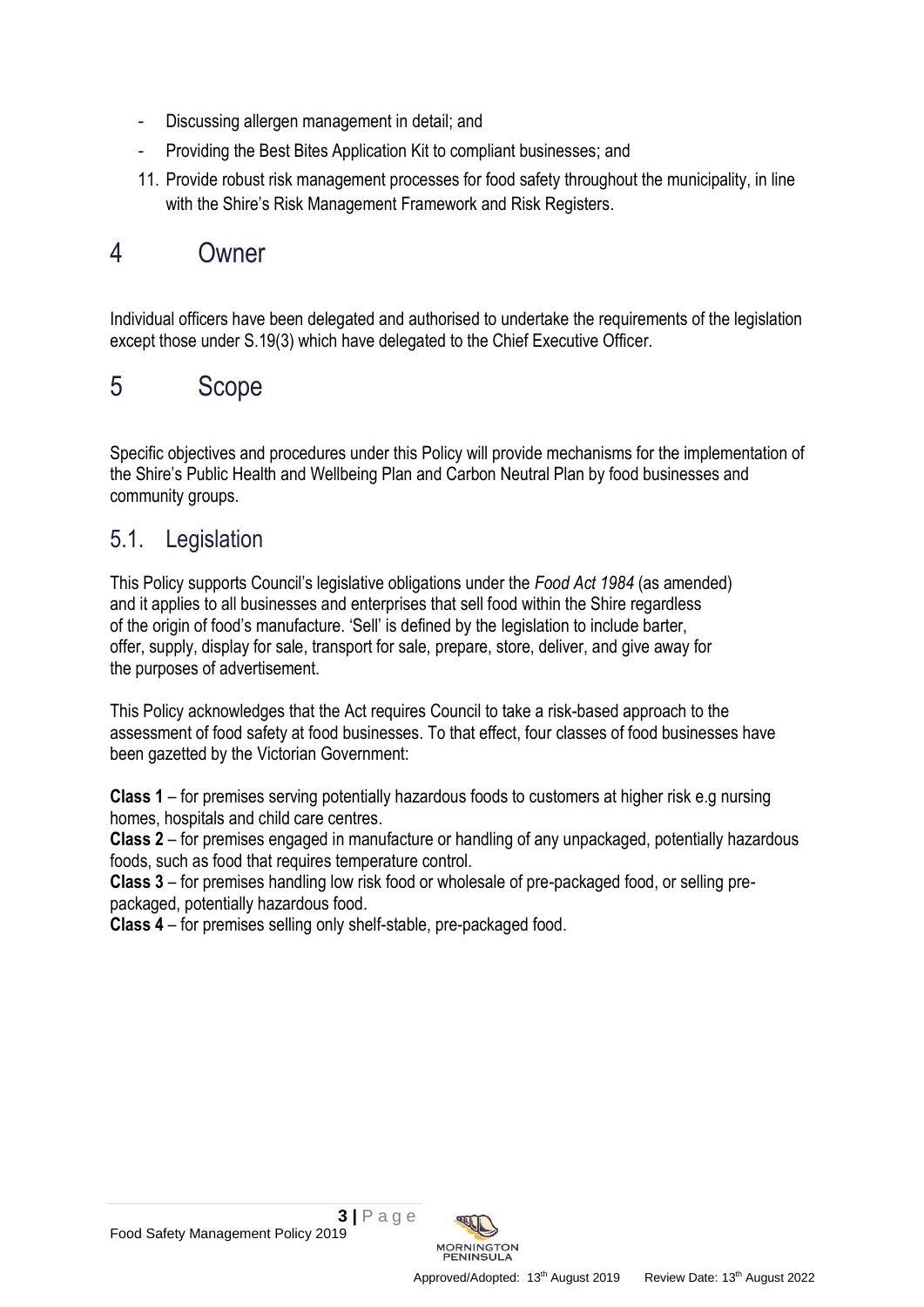- Discussing allergen management in detail; and
- Providing the Best Bites Application Kit to compliant businesses; and

11. Provide robust risk management processes for food safety throughout the municipality, in line with the Shire's Risk Management Framework and Risk Registers.

# 4 Owner

Individual officers have been delegated and authorised to undertake the requirements of the legislation except those under S.19(3) which have delegated to the Chief Executive Officer.

# 5 Scope

Specific objectives and procedures under this Policy will provide mechanisms for the implementation of the Shire's Public Health and Wellbeing Plan and Carbon Neutral Plan by food businesses and community groups.

## 5.1. Legislation

This Policy supports Council's legislative obligations under the *Food Act 1984* (as amended) and it applies to all businesses and enterprises that sell food within the Shire regardless of the origin of food's manufacture. 'Sell' is defined by the legislation to include barter, offer, supply, display for sale, transport for sale, prepare, store, deliver, and give away for the purposes of advertisement.

This Policy acknowledges that the Act requires Council to take a risk-based approach to the assessment of food safety at food businesses. To that effect, four classes of food businesses have been gazetted by the Victorian Government:

**Class 1** – for premises serving potentially hazardous foods to customers at higher risk e.g nursing homes, hospitals and child care centres.
**Class 2** – for premises engaged in manufacture or handling of any unpackaged, potentially hazardous foods, such as food that requires temperature control.
**Class 3** – for premises handling low risk food or wholesale of pre-packaged food, or selling pre-packaged, potentially hazardous food.
**Class 4** – for premises selling only shelf-stable, pre-packaged food.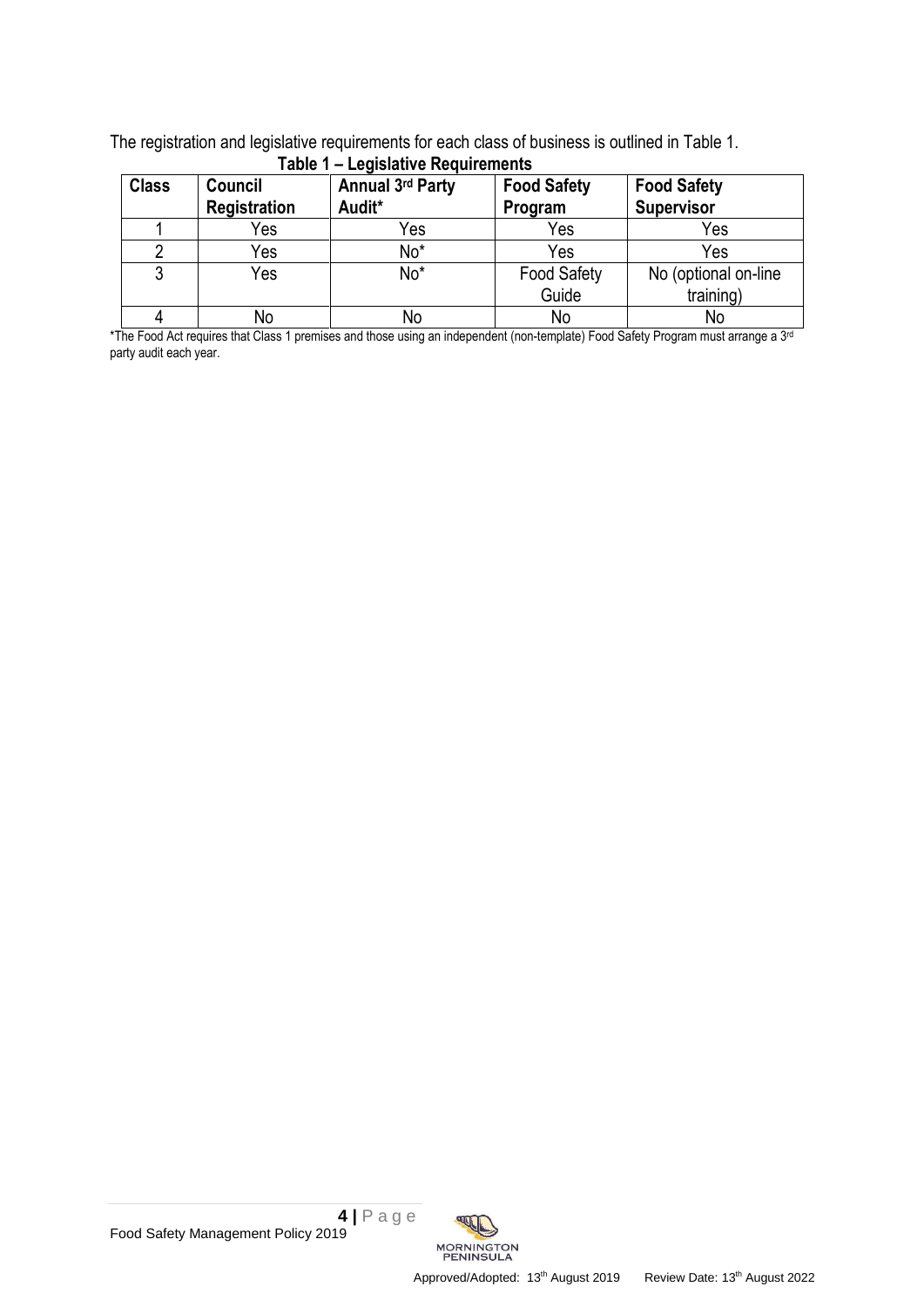The registration and legislative requirements for each class of business is outlined in Table 1.

**Table 1 – Legislative Requirements**

| Class | Council Registration | Annual 3rd Party Audit* | Food Safety Program | Food Safety Supervisor |
|---|---|---|---|---|
| 1 | Yes | Yes | Yes | Yes |
| 2 | Yes | No* | Yes | Yes |
| 3 | Yes | No* | Food Safety Guide | No (optional on-line training) |
| 4 | No | No | No | No |

*The Food Act requires that Class 1 premises and those using an independent (non-template) Food Safety Program must arrange a 3rd party audit each year.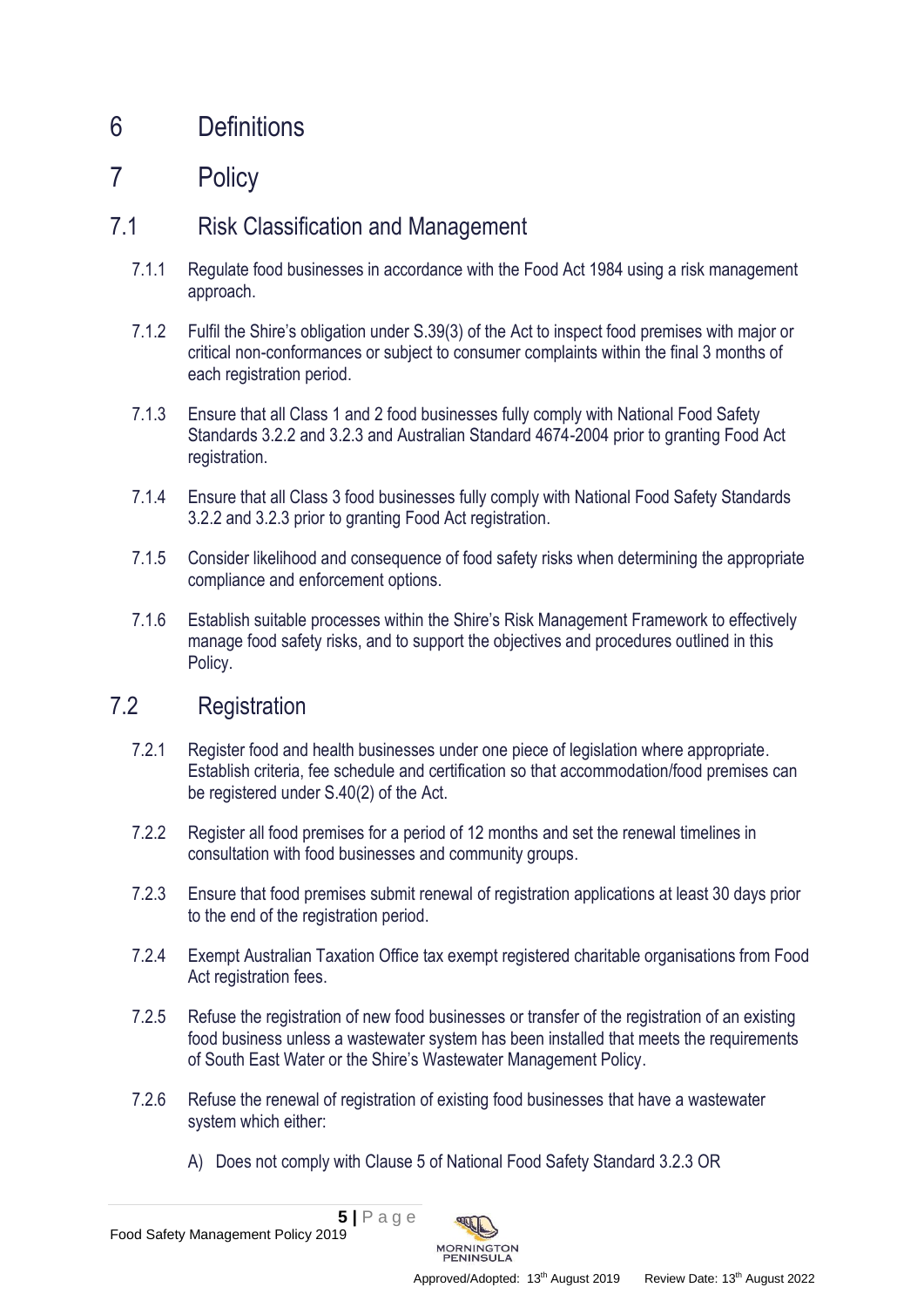# 6 Definitions

# 7 Policy

## 7.1 Risk Classification and Management

7.1.1 Regulate food businesses in accordance with the Food Act 1984 using a risk management approach.

7.1.2 Fulfil the Shire's obligation under S.39(3) of the Act to inspect food premises with major or critical non-conformances or subject to consumer complaints within the final 3 months of each registration period.

7.1.3 Ensure that all Class 1 and 2 food businesses fully comply with National Food Safety Standards 3.2.2 and 3.2.3 and Australian Standard 4674-2004 prior to granting Food Act registration.

7.1.4 Ensure that all Class 3 food businesses fully comply with National Food Safety Standards 3.2.2 and 3.2.3 prior to granting Food Act registration.

7.1.5 Consider likelihood and consequence of food safety risks when determining the appropriate compliance and enforcement options.

7.1.6 Establish suitable processes within the Shire's Risk Management Framework to effectively manage food safety risks, and to support the objectives and procedures outlined in this Policy.

## 7.2 Registration

7.2.1 Register food and health businesses under one piece of legislation where appropriate. Establish criteria, fee schedule and certification so that accommodation/food premises can be registered under S.40(2) of the Act.

7.2.2 Register all food premises for a period of 12 months and set the renewal timelines in consultation with food businesses and community groups.

7.2.3 Ensure that food premises submit renewal of registration applications at least 30 days prior to the end of the registration period.

7.2.4 Exempt Australian Taxation Office tax exempt registered charitable organisations from Food Act registration fees.

7.2.5 Refuse the registration of new food businesses or transfer of the registration of an existing food business unless a wastewater system has been installed that meets the requirements of South East Water or the Shire's Wastewater Management Policy.

7.2.6 Refuse the renewal of registration of existing food businesses that have a wastewater system which either:

A) Does not comply with Clause 5 of National Food Safety Standard 3.2.3 OR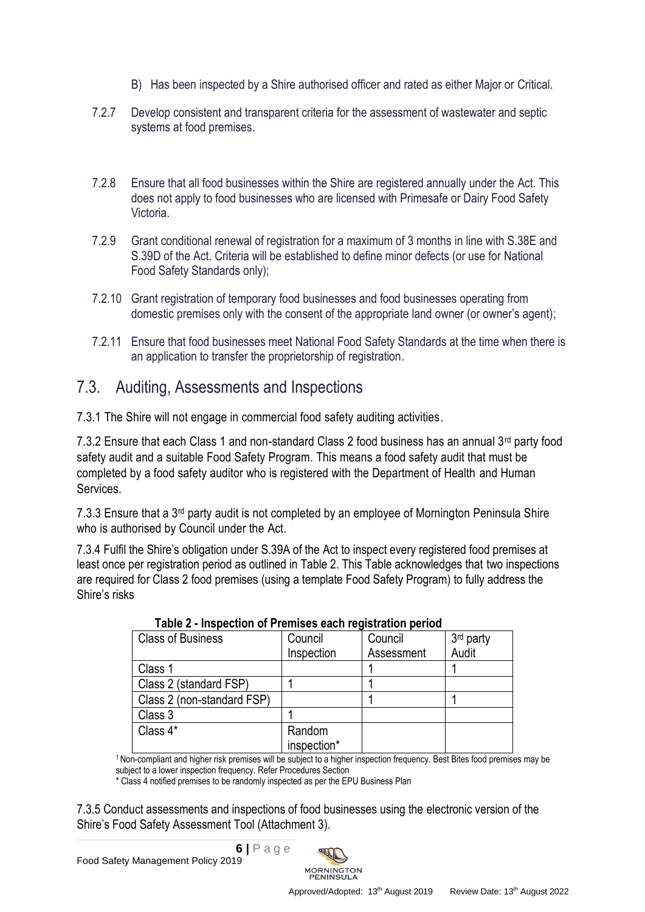B) Has been inspected by a Shire authorised officer and rated as either Major or Critical.

7.2.7 Develop consistent and transparent criteria for the assessment of wastewater and septic systems at food premises.

7.2.8 Ensure that all food businesses within the Shire are registered annually under the Act. This does not apply to food businesses who are licensed with Primesafe or Dairy Food Safety Victoria.

7.2.9 Grant conditional renewal of registration for a maximum of 3 months in line with S.38E and S.39D of the Act. Criteria will be established to define minor defects (or use for National Food Safety Standards only);

7.2.10 Grant registration of temporary food businesses and food businesses operating from domestic premises only with the consent of the appropriate land owner (or owner's agent);

7.2.11 Ensure that food businesses meet National Food Safety Standards at the time when there is an application to transfer the proprietorship of registration.

## 7.3. Auditing, Assessments and Inspections

7.3.1 The Shire will not engage in commercial food safety auditing activities.

7.3.2 Ensure that each Class 1 and non-standard Class 2 food business has an annual 3rd party food safety audit and a suitable Food Safety Program. This means a food safety audit that must be completed by a food safety auditor who is registered with the Department of Health and Human Services.

7.3.3 Ensure that a 3rd party audit is not completed by an employee of Mornington Peninsula Shire who is authorised by Council under the Act.

7.3.4 Fulfil the Shire's obligation under S.39A of the Act to inspect every registered food premises at least once per registration period as outlined in Table 2. This Table acknowledges that two inspections are required for Class 2 food premises (using a template Food Safety Program) to fully address the Shire's risks

**Table 2 - Inspection of Premises each registration period**

| Class of Business | Council Inspection | Council Assessment | 3rd party Audit |
|---|---|---|---|
| Class 1 | | 1 | 1 |
| Class 2 (standard FSP) | 1 | 1 | |
| Class 2 (non-standard FSP) | | 1 | 1 |
| Class 3 | 1 | | |
| Class 4* | Random inspection* | | |

[1] Non-compliant and higher risk premises will be subject to a higher inspection frequency. Best Bites food premises may be subject to a lower inspection frequency. Refer Procedures Section

\* Class 4 notified premises to be randomly inspected as per the EPU Business Plan

7.3.5 Conduct assessments and inspections of food businesses using the electronic version of the Shire's Food Safety Assessment Tool (Attachment 3).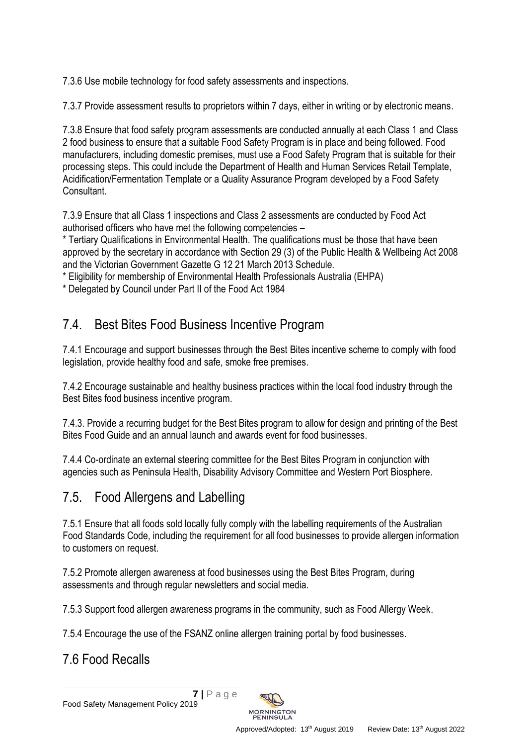7.3.6 Use mobile technology for food safety assessments and inspections.

7.3.7 Provide assessment results to proprietors within 7 days, either in writing or by electronic means.

7.3.8 Ensure that food safety program assessments are conducted annually at each Class 1 and Class 2 food business to ensure that a suitable Food Safety Program is in place and being followed. Food manufacturers, including domestic premises, must use a Food Safety Program that is suitable for their processing steps. This could include the Department of Health and Human Services Retail Template, Acidification/Fermentation Template or a Quality Assurance Program developed by a Food Safety Consultant.

7.3.9 Ensure that all Class 1 inspections and Class 2 assessments are conducted by Food Act authorised officers who have met the following competencies –

* Tertiary Qualifications in Environmental Health. The qualifications must be those that have been approved by the secretary in accordance with Section 29 (3) of the Public Health & Wellbeing Act 2008 and the Victorian Government Gazette G 12 21 March 2013 Schedule.
* Eligibility for membership of Environmental Health Professionals Australia (EHPA)
* Delegated by Council under Part II of the Food Act 1984

## 7.4. Best Bites Food Business Incentive Program

7.4.1 Encourage and support businesses through the Best Bites incentive scheme to comply with food legislation, provide healthy food and safe, smoke free premises.

7.4.2 Encourage sustainable and healthy business practices within the local food industry through the Best Bites food business incentive program.

7.4.3. Provide a recurring budget for the Best Bites program to allow for design and printing of the Best Bites Food Guide and an annual launch and awards event for food businesses.

7.4.4 Co-ordinate an external steering committee for the Best Bites Program in conjunction with agencies such as Peninsula Health, Disability Advisory Committee and Western Port Biosphere.

## 7.5. Food Allergens and Labelling

7.5.1 Ensure that all foods sold locally fully comply with the labelling requirements of the Australian Food Standards Code, including the requirement for all food businesses to provide allergen information to customers on request.

7.5.2 Promote allergen awareness at food businesses using the Best Bites Program, during assessments and through regular newsletters and social media.

7.5.3 Support food allergen awareness programs in the community, such as Food Allergy Week.

7.5.4 Encourage the use of the FSANZ online allergen training portal by food businesses.

## 7.6 Food Recalls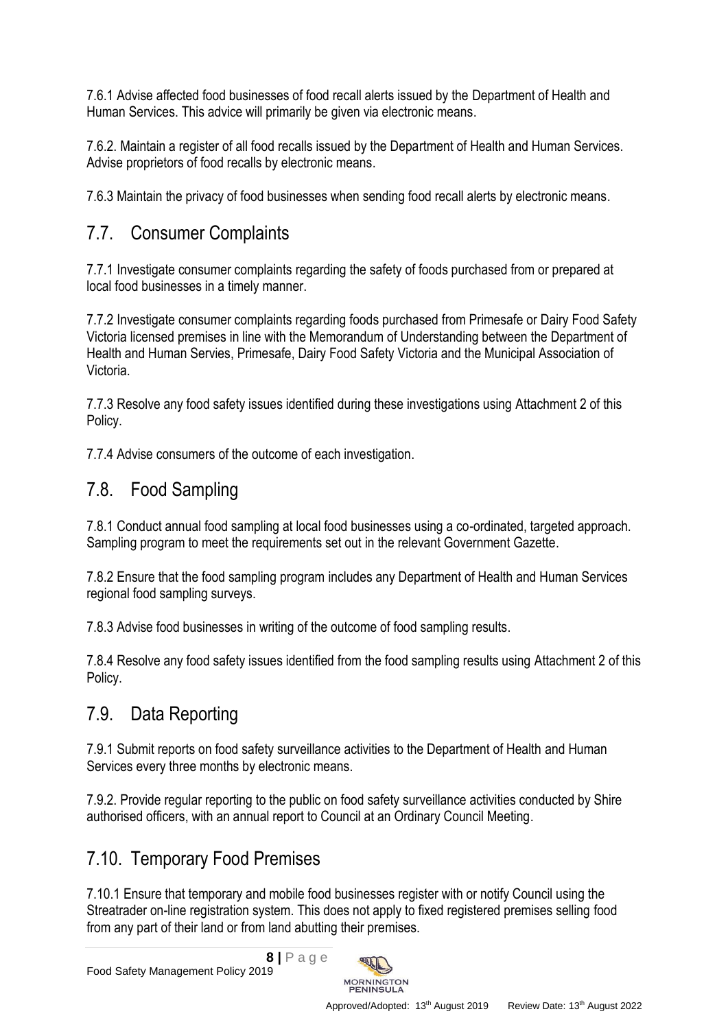7.6.1 Advise affected food businesses of food recall alerts issued by the Department of Health and Human Services. This advice will primarily be given via electronic means.

7.6.2. Maintain a register of all food recalls issued by the Department of Health and Human Services. Advise proprietors of food recalls by electronic means.

7.6.3 Maintain the privacy of food businesses when sending food recall alerts by electronic means.

## 7.7. Consumer Complaints

7.7.1 Investigate consumer complaints regarding the safety of foods purchased from or prepared at local food businesses in a timely manner.

7.7.2 Investigate consumer complaints regarding foods purchased from Primesafe or Dairy Food Safety Victoria licensed premises in line with the Memorandum of Understanding between the Department of Health and Human Servies, Primesafe, Dairy Food Safety Victoria and the Municipal Association of Victoria.

7.7.3 Resolve any food safety issues identified during these investigations using Attachment 2 of this Policy.

7.7.4 Advise consumers of the outcome of each investigation.

## 7.8. Food Sampling

7.8.1 Conduct annual food sampling at local food businesses using a co-ordinated, targeted approach. Sampling program to meet the requirements set out in the relevant Government Gazette.

7.8.2 Ensure that the food sampling program includes any Department of Health and Human Services regional food sampling surveys.

7.8.3 Advise food businesses in writing of the outcome of food sampling results.

7.8.4 Resolve any food safety issues identified from the food sampling results using Attachment 2 of this Policy.

## 7.9. Data Reporting

7.9.1 Submit reports on food safety surveillance activities to the Department of Health and Human Services every three months by electronic means.

7.9.2. Provide regular reporting to the public on food safety surveillance activities conducted by Shire authorised officers, with an annual report to Council at an Ordinary Council Meeting.

## 7.10. Temporary Food Premises

7.10.1 Ensure that temporary and mobile food businesses register with or notify Council using the Streatrader on-line registration system. This does not apply to fixed registered premises selling food from any part of their land or from land abutting their premises.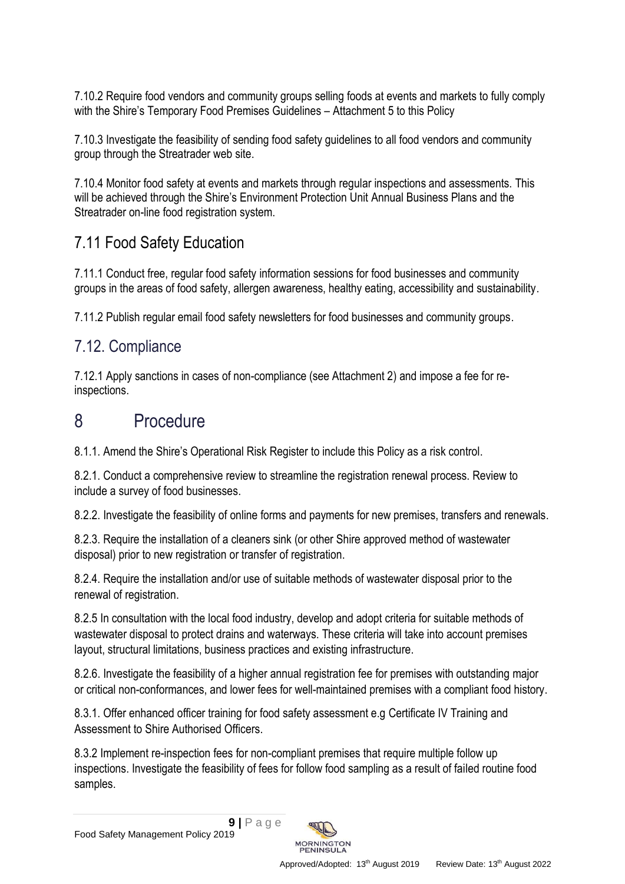7.10.2 Require food vendors and community groups selling foods at events and markets to fully comply with the Shire's Temporary Food Premises Guidelines – Attachment 5 to this Policy

7.10.3 Investigate the feasibility of sending food safety guidelines to all food vendors and community group through the Streatrader web site.

7.10.4 Monitor food safety at events and markets through regular inspections and assessments. This will be achieved through the Shire's Environment Protection Unit Annual Business Plans and the Streatrader on-line food registration system.

## 7.11 Food Safety Education

7.11.1 Conduct free, regular food safety information sessions for food businesses and community groups in the areas of food safety, allergen awareness, healthy eating, accessibility and sustainability.

7.11.2 Publish regular email food safety newsletters for food businesses and community groups.

## 7.12. Compliance

7.12.1 Apply sanctions in cases of non-compliance (see Attachment 2) and impose a fee for re-inspections.

# 8 Procedure

8.1.1. Amend the Shire's Operational Risk Register to include this Policy as a risk control.

8.2.1. Conduct a comprehensive review to streamline the registration renewal process. Review to include a survey of food businesses.

8.2.2. Investigate the feasibility of online forms and payments for new premises, transfers and renewals.

8.2.3. Require the installation of a cleaners sink (or other Shire approved method of wastewater disposal) prior to new registration or transfer of registration.

8.2.4. Require the installation and/or use of suitable methods of wastewater disposal prior to the renewal of registration.

8.2.5 In consultation with the local food industry, develop and adopt criteria for suitable methods of wastewater disposal to protect drains and waterways. These criteria will take into account premises layout, structural limitations, business practices and existing infrastructure.

8.2.6. Investigate the feasibility of a higher annual registration fee for premises with outstanding major or critical non-conformances, and lower fees for well-maintained premises with a compliant food history.

8.3.1. Offer enhanced officer training for food safety assessment e.g Certificate IV Training and Assessment to Shire Authorised Officers.

8.3.2 Implement re-inspection fees for non-compliant premises that require multiple follow up inspections. Investigate the feasibility of fees for follow food sampling as a result of failed routine food samples.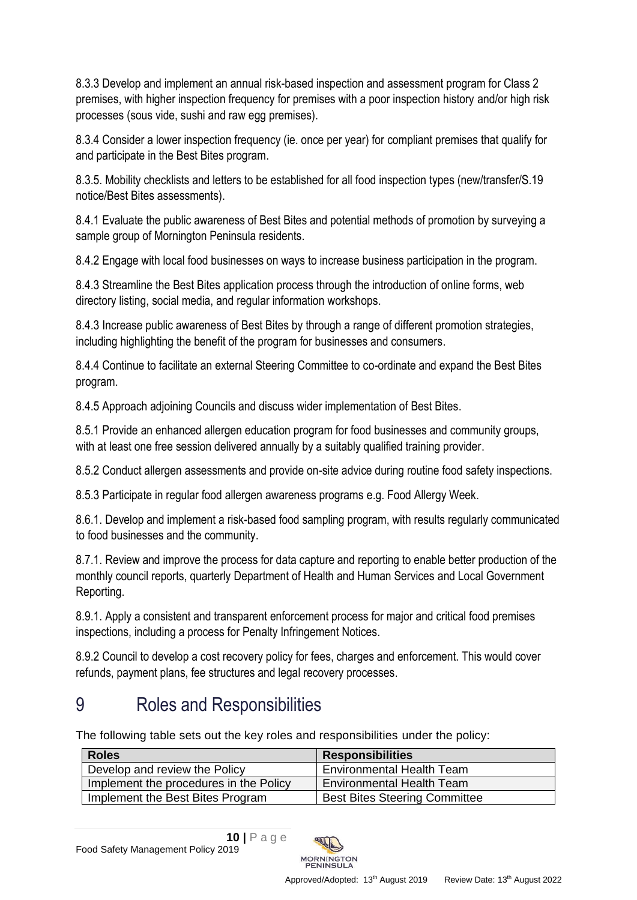8.3.3 Develop and implement an annual risk-based inspection and assessment program for Class 2 premises, with higher inspection frequency for premises with a poor inspection history and/or high risk processes (sous vide, sushi and raw egg premises).

8.3.4 Consider a lower inspection frequency (ie. once per year) for compliant premises that qualify for and participate in the Best Bites program.

8.3.5. Mobility checklists and letters to be established for all food inspection types (new/transfer/S.19 notice/Best Bites assessments).

8.4.1 Evaluate the public awareness of Best Bites and potential methods of promotion by surveying a sample group of Mornington Peninsula residents.

8.4.2 Engage with local food businesses on ways to increase business participation in the program.

8.4.3 Streamline the Best Bites application process through the introduction of online forms, web directory listing, social media, and regular information workshops.

8.4.3 Increase public awareness of Best Bites by through a range of different promotion strategies, including highlighting the benefit of the program for businesses and consumers.

8.4.4 Continue to facilitate an external Steering Committee to co-ordinate and expand the Best Bites program.

8.4.5 Approach adjoining Councils and discuss wider implementation of Best Bites.

8.5.1 Provide an enhanced allergen education program for food businesses and community groups, with at least one free session delivered annually by a suitably qualified training provider.

8.5.2 Conduct allergen assessments and provide on-site advice during routine food safety inspections.

8.5.3 Participate in regular food allergen awareness programs e.g. Food Allergy Week.

8.6.1. Develop and implement a risk-based food sampling program, with results regularly communicated to food businesses and the community.

8.7.1. Review and improve the process for data capture and reporting to enable better production of the monthly council reports, quarterly Department of Health and Human Services and Local Government Reporting.

8.9.1. Apply a consistent and transparent enforcement process for major and critical food premises inspections, including a process for Penalty Infringement Notices.

8.9.2 Council to develop a cost recovery policy for fees, charges and enforcement. This would cover refunds, payment plans, fee structures and legal recovery processes.

# 9 Roles and Responsibilities

The following table sets out the key roles and responsibilities under the policy:

| Roles | Responsibilities |
|---|---|
| Develop and review the Policy | Environmental Health Team |
| Implement the procedures in the Policy | Environmental Health Team |
| Implement the Best Bites Program | Best Bites Steering Committee |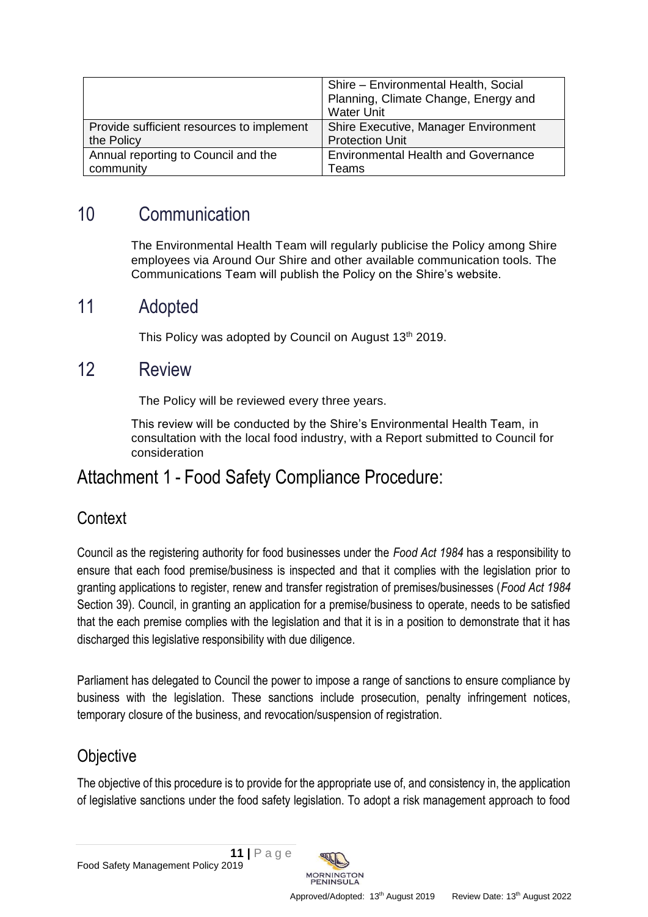| | |
|---|---|
| | Shire – Environmental Health, Social Planning, Climate Change, Energy and Water Unit |
| Provide sufficient resources to implement the Policy | Shire Executive, Manager Environment Protection Unit |
| Annual reporting to Council and the community | Environmental Health and Governance Teams |

# 10 Communication

The Environmental Health Team will regularly publicise the Policy among Shire employees via Around Our Shire and other available communication tools. The Communications Team will publish the Policy on the Shire's website.

# 11 Adopted

This Policy was adopted by Council on August 13th 2019.

# 12 Review

The Policy will be reviewed every three years.

This review will be conducted by the Shire's Environmental Health Team, in consultation with the local food industry, with a Report submitted to Council for consideration

# Attachment 1 - Food Safety Compliance Procedure:

## Context

Council as the registering authority for food businesses under the *Food Act 1984* has a responsibility to ensure that each food premise/business is inspected and that it complies with the legislation prior to granting applications to register, renew and transfer registration of premises/businesses (*Food Act 1984* Section 39). Council, in granting an application for a premise/business to operate, needs to be satisfied that the each premise complies with the legislation and that it is in a position to demonstrate that it has discharged this legislative responsibility with due diligence.

Parliament has delegated to Council the power to impose a range of sanctions to ensure compliance by business with the legislation. These sanctions include prosecution, penalty infringement notices, temporary closure of the business, and revocation/suspension of registration.

## Objective

The objective of this procedure is to provide for the appropriate use of, and consistency in, the application of legislative sanctions under the food safety legislation. To adopt a risk management approach to food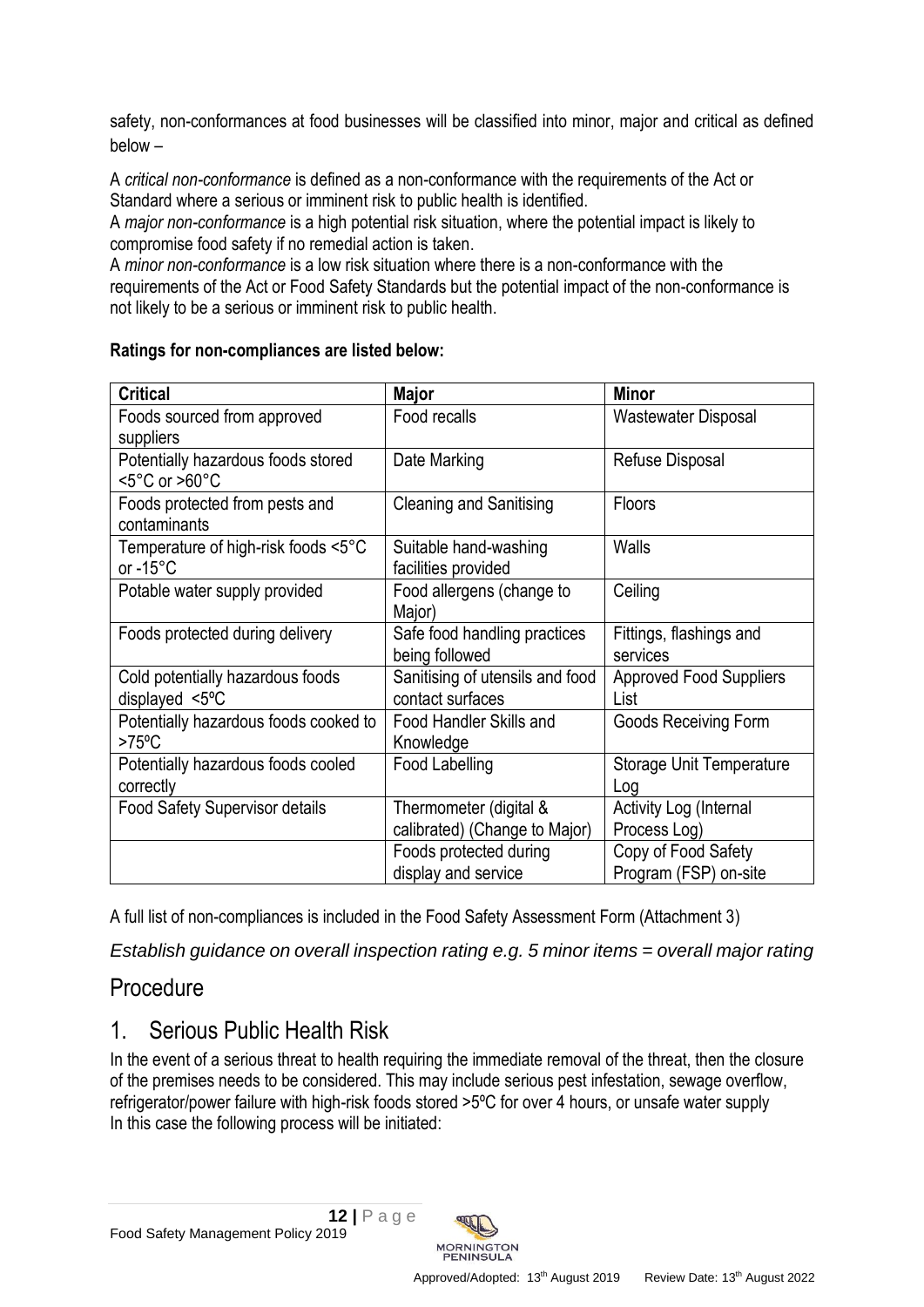safety, non-conformances at food businesses will be classified into minor, major and critical as defined below –

A *critical non-conformance* is defined as a non-conformance with the requirements of the Act or Standard where a serious or imminent risk to public health is identified.
A *major non-conformance* is a high potential risk situation, where the potential impact is likely to compromise food safety if no remedial action is taken.
A *minor non-conformance* is a low risk situation where there is a non-conformance with the requirements of the Act or Food Safety Standards but the potential impact of the non-conformance is not likely to be a serious or imminent risk to public health.

**Ratings for non-compliances are listed below:**

| Critical | Major | Minor |
|---|---|---|
| Foods sourced from approved suppliers | Food recalls | Wastewater Disposal |
| Potentially hazardous foods stored <5°C or >60°C | Date Marking | Refuse Disposal |
| Foods protected from pests and contaminants | Cleaning and Sanitising | Floors |
| Temperature of high-risk foods <5°C or -15°C | Suitable hand-washing facilities provided | Walls |
| Potable water supply provided | Food allergens (change to Major) | Ceiling |
| Foods protected during delivery | Safe food handling practices being followed | Fittings, flashings and services |
| Cold potentially hazardous foods displayed <5ºC | Sanitising of utensils and food contact surfaces | Approved Food Suppliers List |
| Potentially hazardous foods cooked to >75ºC | Food Handler Skills and Knowledge | Goods Receiving Form |
| Potentially hazardous foods cooled correctly | Food Labelling | Storage Unit Temperature Log |
| Food Safety Supervisor details | Thermometer (digital & calibrated) (Change to Major) | Activity Log (Internal Process Log) |
| | Foods protected during display and service | Copy of Food Safety Program (FSP) on-site |

A full list of non-compliances is included in the Food Safety Assessment Form (Attachment 3)

*Establish guidance on overall inspection rating e.g. 5 minor items = overall major rating*

# Procedure

## 1. Serious Public Health Risk

In the event of a serious threat to health requiring the immediate removal of the threat, then the closure of the premises needs to be considered. This may include serious pest infestation, sewage overflow, refrigerator/power failure with high-risk foods stored >5ºC for over 4 hours, or unsafe water supply
In this case the following process will be initiated: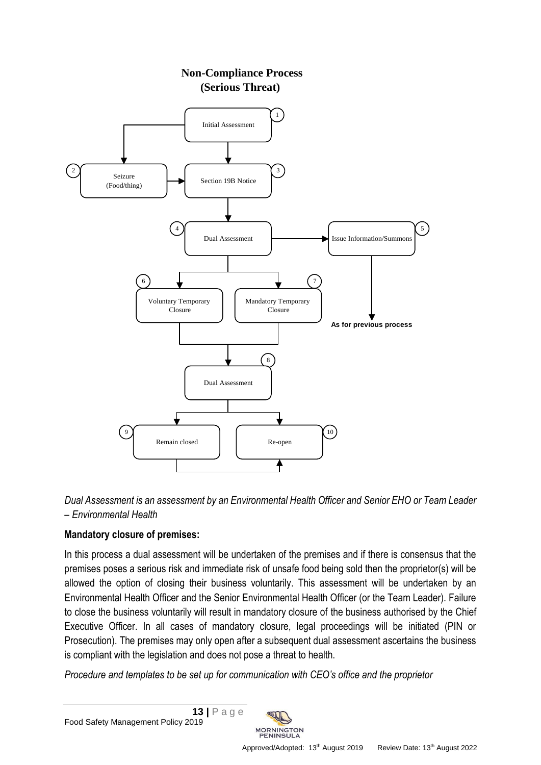## Non-Compliance Process (Serious Threat)

1 Initial Assessment

2 Seizure (Food/thing)

3 Section 19B Notice

4 Dual Assessment

5 Issue Information/Summons

As for previous process

6 Voluntary Temporary Closure

7 Mandatory Temporary Closure

8 Dual Assessment

9 Remain closed

10 Re-open

*Dual Assessment is an assessment by an Environmental Health Officer and Senior EHO or Team Leader – Environmental Health*

### Mandatory closure of premises:

In this process a dual assessment will be undertaken of the premises and if there is consensus that the premises poses a serious risk and immediate risk of unsafe food being sold then the proprietor(s) will be allowed the option of closing their business voluntarily. This assessment will be undertaken by an Environmental Health Officer and the Senior Environmental Health Officer (or the Team Leader). Failure to close the business voluntarily will result in mandatory closure of the business authorised by the Chief Executive Officer. In all cases of mandatory closure, legal proceedings will be initiated (PIN or Prosecution). The premises may only open after a subsequent dual assessment ascertains the business is compliant with the legislation and does not pose a threat to health.

*Procedure and templates to be set up for communication with CEO's office and the proprietor*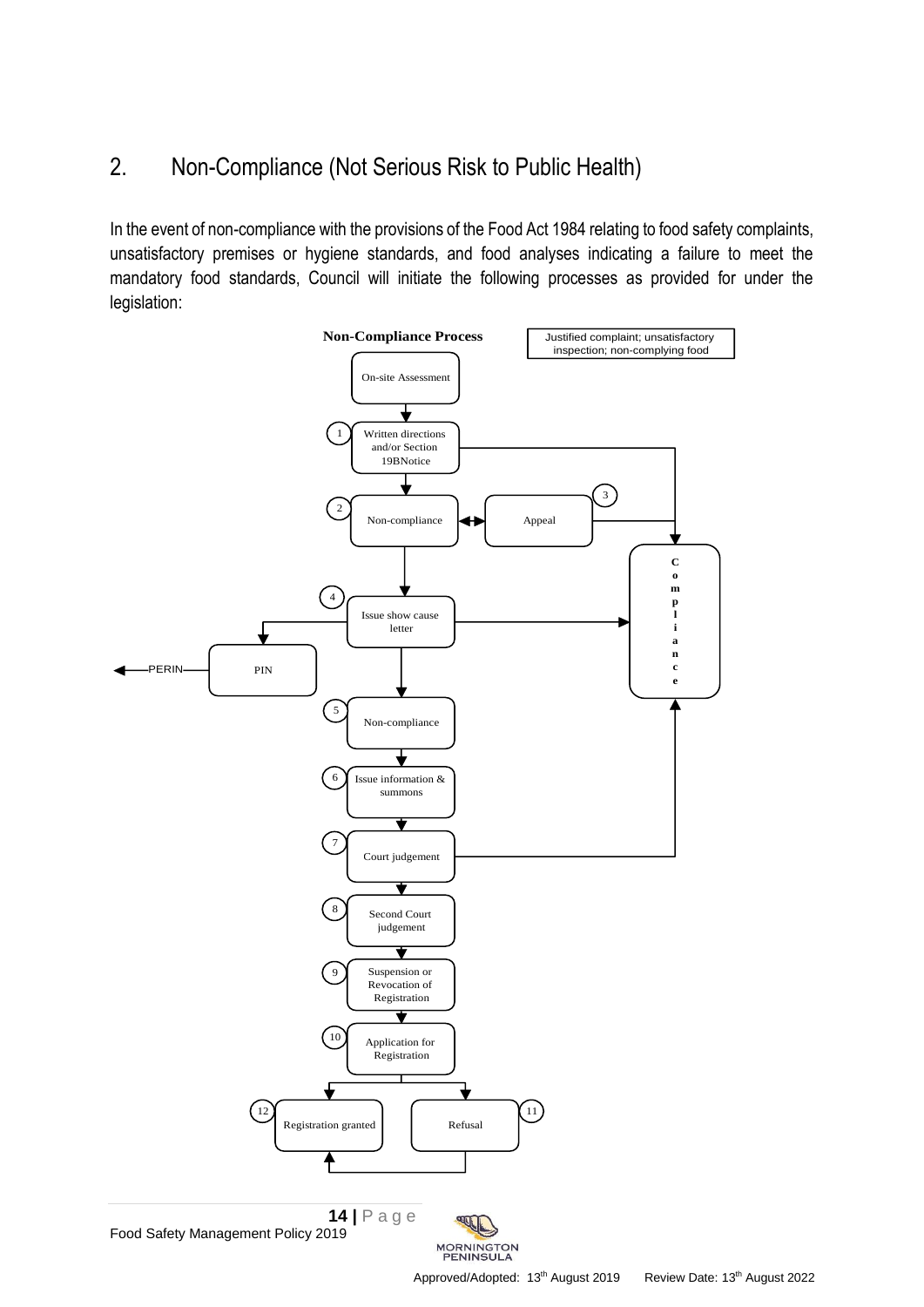## 2. Non-Compliance (Not Serious Risk to Public Health)

In the event of non-compliance with the provisions of the Food Act 1984 relating to food safety complaints, unsatisfactory premises or hygiene standards, and food analyses indicating a failure to meet the mandatory food standards, Council will initiate the following processes as provided for under the legislation:

**Non-Compliance Process**

Justified complaint; unsatisfactory inspection; non-complying food

On-site Assessment

1 Written directions and/or Section 19BNotice

2 Non-compliance

3 Appeal

Compliance

4 Issue show cause letter

PIN

PERIN

5 Non-compliance

6 Issue information & summons

7 Court judgement

8 Second Court judgement

9 Suspension or Revocation of Registration

10 Application for Registration

12 Registration granted

11 Refusal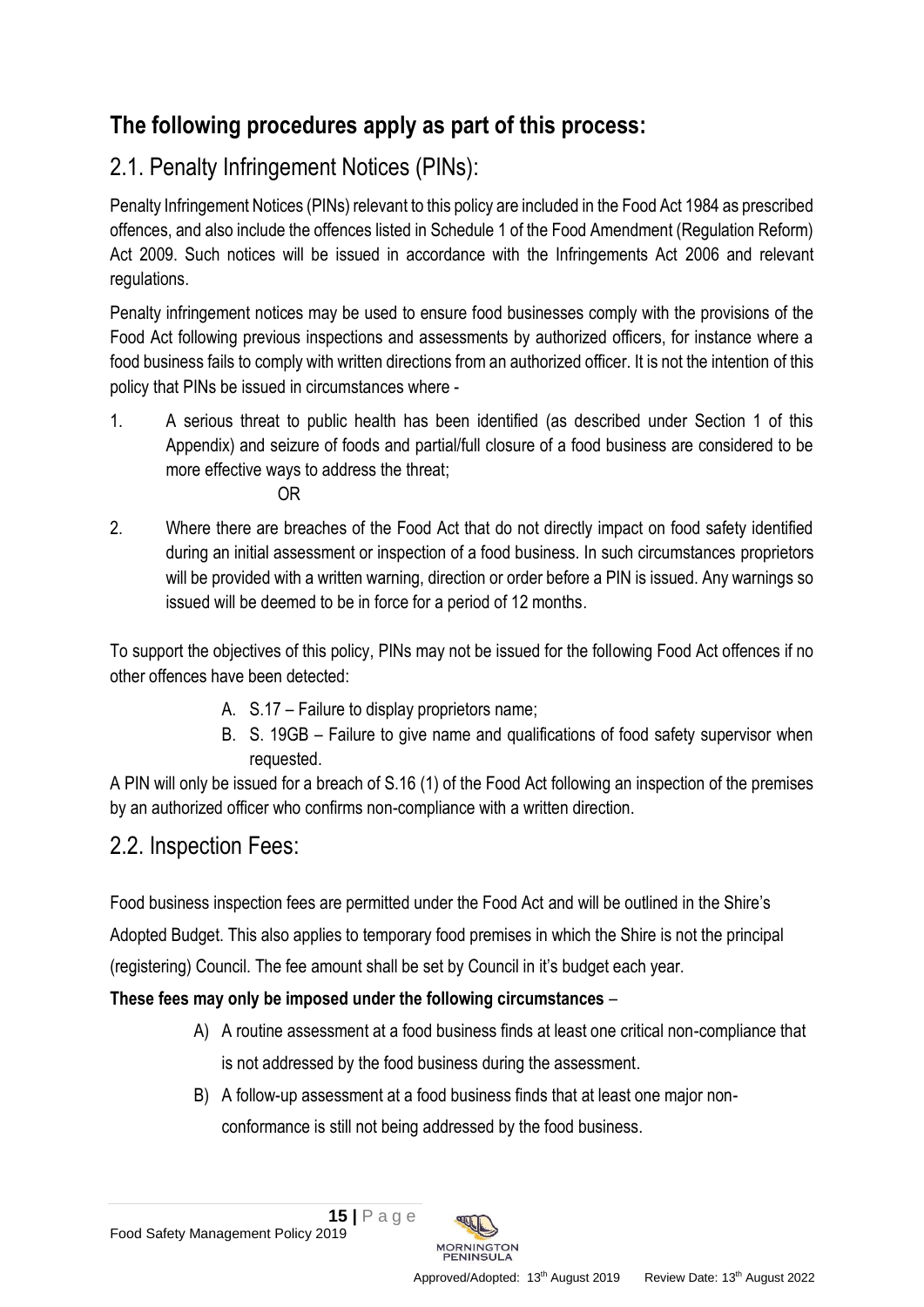## The following procedures apply as part of this process:

### 2.1. Penalty Infringement Notices (PINs):

Penalty Infringement Notices (PINs) relevant to this policy are included in the Food Act 1984 as prescribed offences, and also include the offences listed in Schedule 1 of the Food Amendment (Regulation Reform) Act 2009. Such notices will be issued in accordance with the Infringements Act 2006 and relevant regulations.

Penalty infringement notices may be used to ensure food businesses comply with the provisions of the Food Act following previous inspections and assessments by authorized officers, for instance where a food business fails to comply with written directions from an authorized officer. It is not the intention of this policy that PINs be issued in circumstances where -

1. A serious threat to public health has been identified (as described under Section 1 of this Appendix) and seizure of foods and partial/full closure of a food business are considered to be more effective ways to address the threat;

   OR

2. Where there are breaches of the Food Act that do not directly impact on food safety identified during an initial assessment or inspection of a food business. In such circumstances proprietors will be provided with a written warning, direction or order before a PIN is issued. Any warnings so issued will be deemed to be in force for a period of 12 months.

To support the objectives of this policy, PINs may not be issued for the following Food Act offences if no other offences have been detected:

A. S.17 – Failure to display proprietors name;
B. S. 19GB – Failure to give name and qualifications of food safety supervisor when requested.

A PIN will only be issued for a breach of S.16 (1) of the Food Act following an inspection of the premises by an authorized officer who confirms non-compliance with a written direction.

### 2.2. Inspection Fees:

Food business inspection fees are permitted under the Food Act and will be outlined in the Shire's Adopted Budget. This also applies to temporary food premises in which the Shire is not the principal (registering) Council. The fee amount shall be set by Council in it's budget each year.

**These fees may only be imposed under the following circumstances** –

A) A routine assessment at a food business finds at least one critical non-compliance that is not addressed by the food business during the assessment.
B) A follow-up assessment at a food business finds that at least one major non-conformance is still not being addressed by the food business.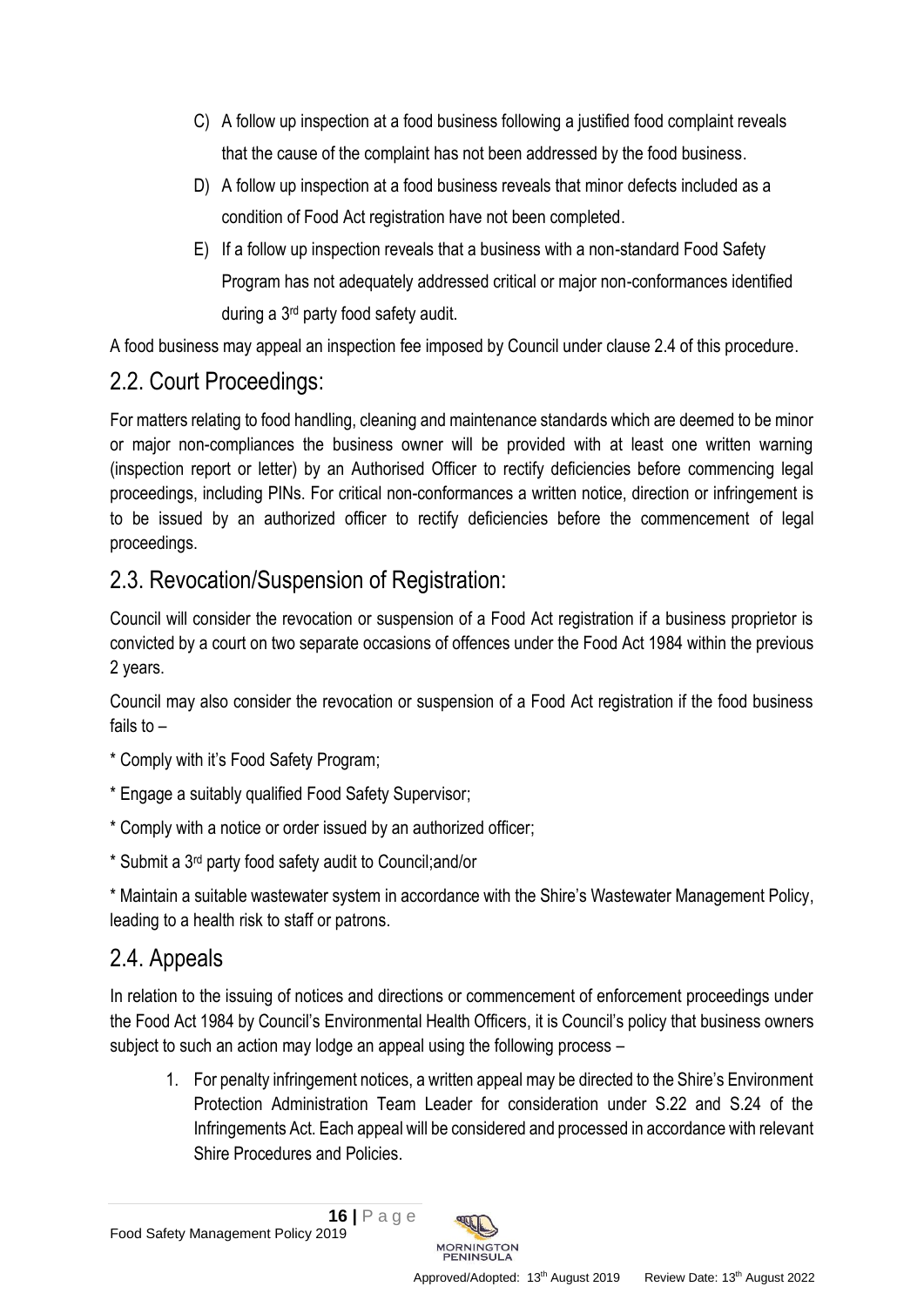C) A follow up inspection at a food business following a justified food complaint reveals that the cause of the complaint has not been addressed by the food business.

D) A follow up inspection at a food business reveals that minor defects included as a condition of Food Act registration have not been completed.

E) If a follow up inspection reveals that a business with a non-standard Food Safety Program has not adequately addressed critical or major non-conformances identified during a 3rd party food safety audit.

A food business may appeal an inspection fee imposed by Council under clause 2.4 of this procedure.

## 2.2. Court Proceedings:

For matters relating to food handling, cleaning and maintenance standards which are deemed to be minor or major non-compliances the business owner will be provided with at least one written warning (inspection report or letter) by an Authorised Officer to rectify deficiencies before commencing legal proceedings, including PINs. For critical non-conformances a written notice, direction or infringement is to be issued by an authorized officer to rectify deficiencies before the commencement of legal proceedings.

## 2.3. Revocation/Suspension of Registration:

Council will consider the revocation or suspension of a Food Act registration if a business proprietor is convicted by a court on two separate occasions of offences under the Food Act 1984 within the previous 2 years.

Council may also consider the revocation or suspension of a Food Act registration if the food business fails to –

* Comply with it's Food Safety Program;

* Engage a suitably qualified Food Safety Supervisor;

* Comply with a notice or order issued by an authorized officer;

* Submit a 3rd party food safety audit to Council;and/or

* Maintain a suitable wastewater system in accordance with the Shire's Wastewater Management Policy, leading to a health risk to staff or patrons.

## 2.4. Appeals

In relation to the issuing of notices and directions or commencement of enforcement proceedings under the Food Act 1984 by Council's Environmental Health Officers, it is Council's policy that business owners subject to such an action may lodge an appeal using the following process –

1. For penalty infringement notices, a written appeal may be directed to the Shire's Environment Protection Administration Team Leader for consideration under S.22 and S.24 of the Infringements Act. Each appeal will be considered and processed in accordance with relevant Shire Procedures and Policies.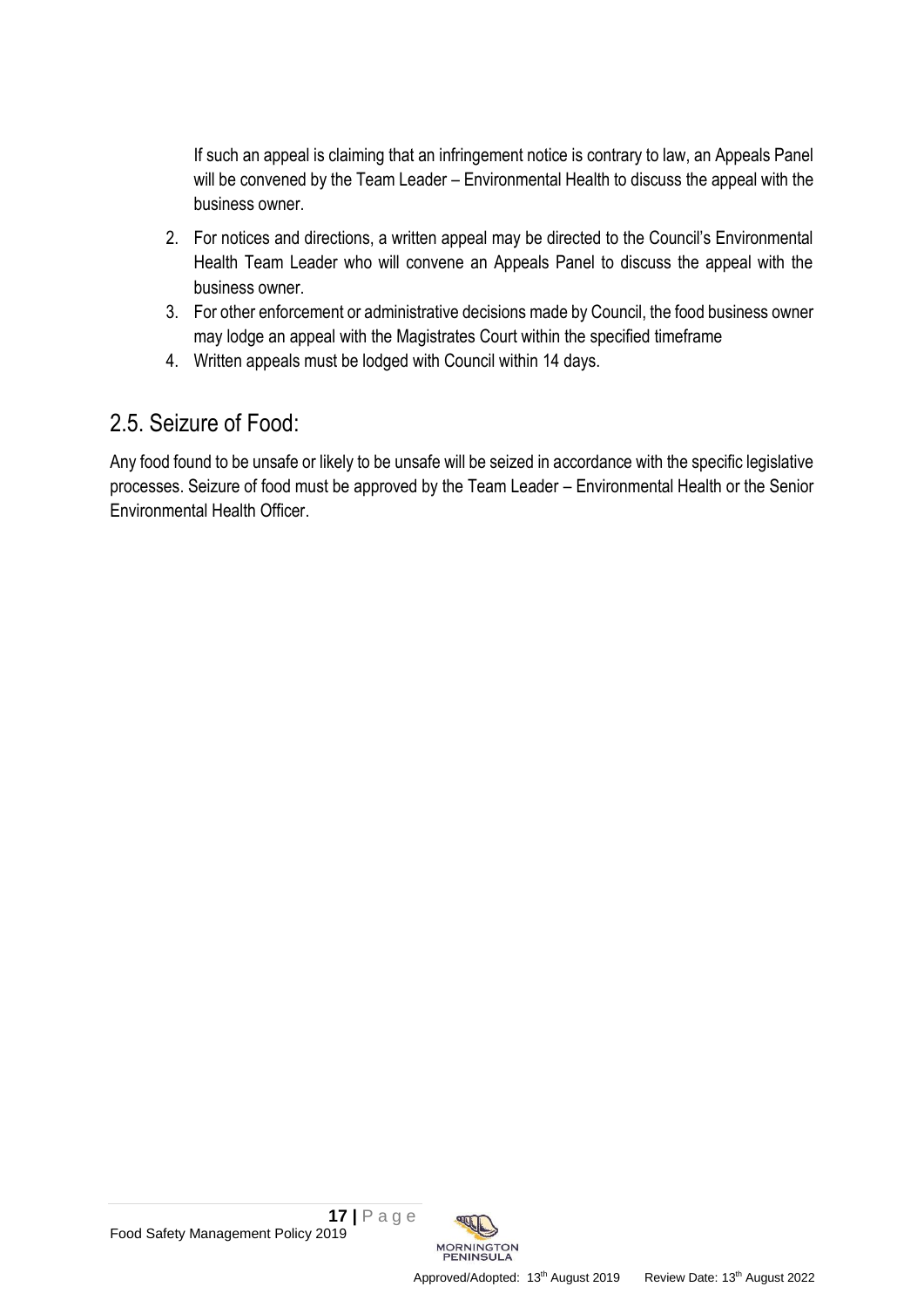If such an appeal is claiming that an infringement notice is contrary to law, an Appeals Panel will be convened by the Team Leader – Environmental Health to discuss the appeal with the business owner.

2. For notices and directions, a written appeal may be directed to the Council's Environmental Health Team Leader who will convene an Appeals Panel to discuss the appeal with the business owner.
3. For other enforcement or administrative decisions made by Council, the food business owner may lodge an appeal with the Magistrates Court within the specified timeframe
4. Written appeals must be lodged with Council within 14 days.

## 2.5. Seizure of Food:

Any food found to be unsafe or likely to be unsafe will be seized in accordance with the specific legislative processes. Seizure of food must be approved by the Team Leader – Environmental Health or the Senior Environmental Health Officer.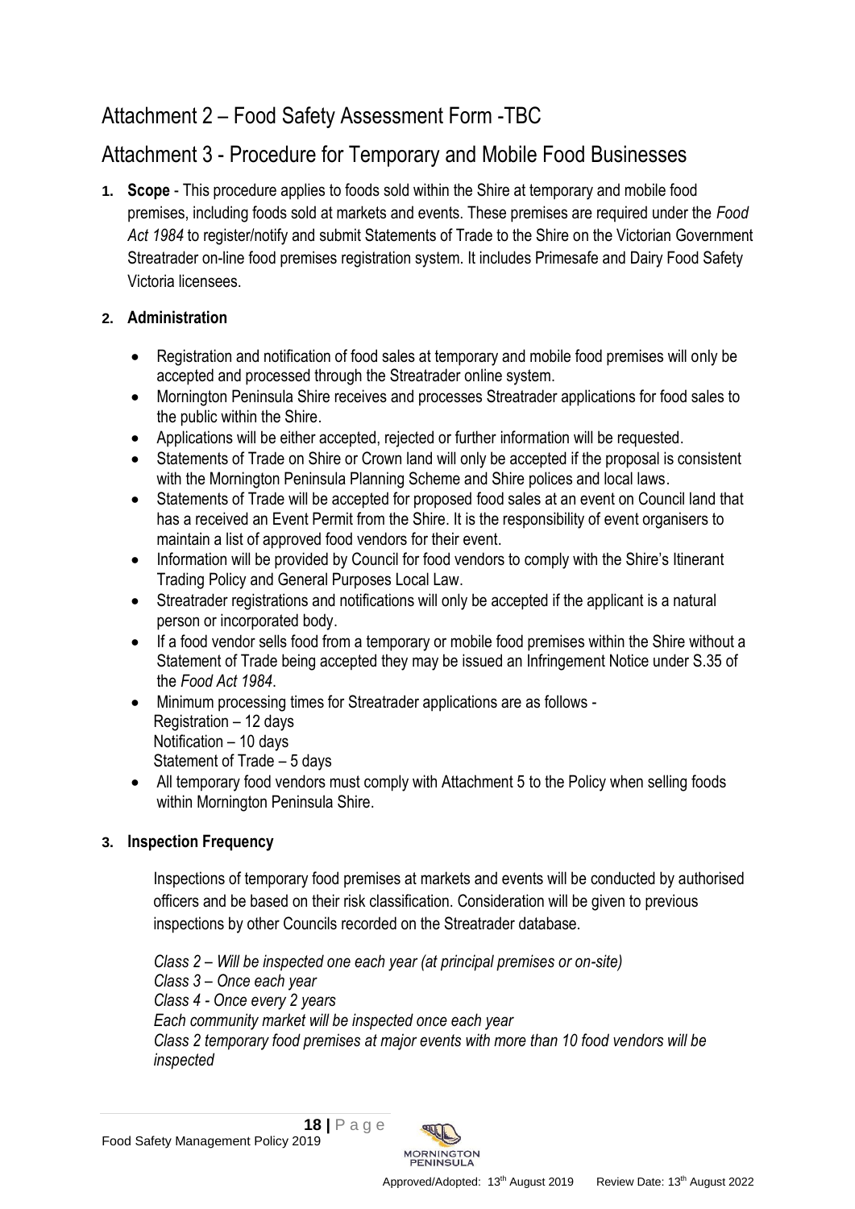## Attachment 2 – Food Safety Assessment Form -TBC

## Attachment 3 - Procedure for Temporary and Mobile Food Businesses

1. **Scope** - This procedure applies to foods sold within the Shire at temporary and mobile food premises, including foods sold at markets and events. These premises are required under the *Food Act 1984* to register/notify and submit Statements of Trade to the Shire on the Victorian Government Streatrader on-line food premises registration system. It includes Primesafe and Dairy Food Safety Victoria licensees.

2. **Administration**

   - Registration and notification of food sales at temporary and mobile food premises will only be accepted and processed through the Streatrader online system.
   - Mornington Peninsula Shire receives and processes Streatrader applications for food sales to the public within the Shire.
   - Applications will be either accepted, rejected or further information will be requested.
   - Statements of Trade on Shire or Crown land will only be accepted if the proposal is consistent with the Mornington Peninsula Planning Scheme and Shire polices and local laws.
   - Statements of Trade will be accepted for proposed food sales at an event on Council land that has a received an Event Permit from the Shire. It is the responsibility of event organisers to maintain a list of approved food vendors for their event.
   - Information will be provided by Council for food vendors to comply with the Shire's Itinerant Trading Policy and General Purposes Local Law.
   - Streatrader registrations and notifications will only be accepted if the applicant is a natural person or incorporated body.
   - If a food vendor sells food from a temporary or mobile food premises within the Shire without a Statement of Trade being accepted they may be issued an Infringement Notice under S.35 of the *Food Act 1984*.
   - Minimum processing times for Streatrader applications are as follows -
     Registration – 12 days
     Notification – 10 days
     Statement of Trade – 5 days
   - All temporary food vendors must comply with Attachment 5 to the Policy when selling foods within Mornington Peninsula Shire.

3. **Inspection Frequency**

   Inspections of temporary food premises at markets and events will be conducted by authorised officers and be based on their risk classification. Consideration will be given to previous inspections by other Councils recorded on the Streatrader database.

   *Class 2 – Will be inspected one each year (at principal premises or on-site)*
   *Class 3 – Once each year*
   *Class 4 - Once every 2 years*
   *Each community market will be inspected once each year*
   *Class 2 temporary food premises at major events with more than 10 food vendors will be inspected*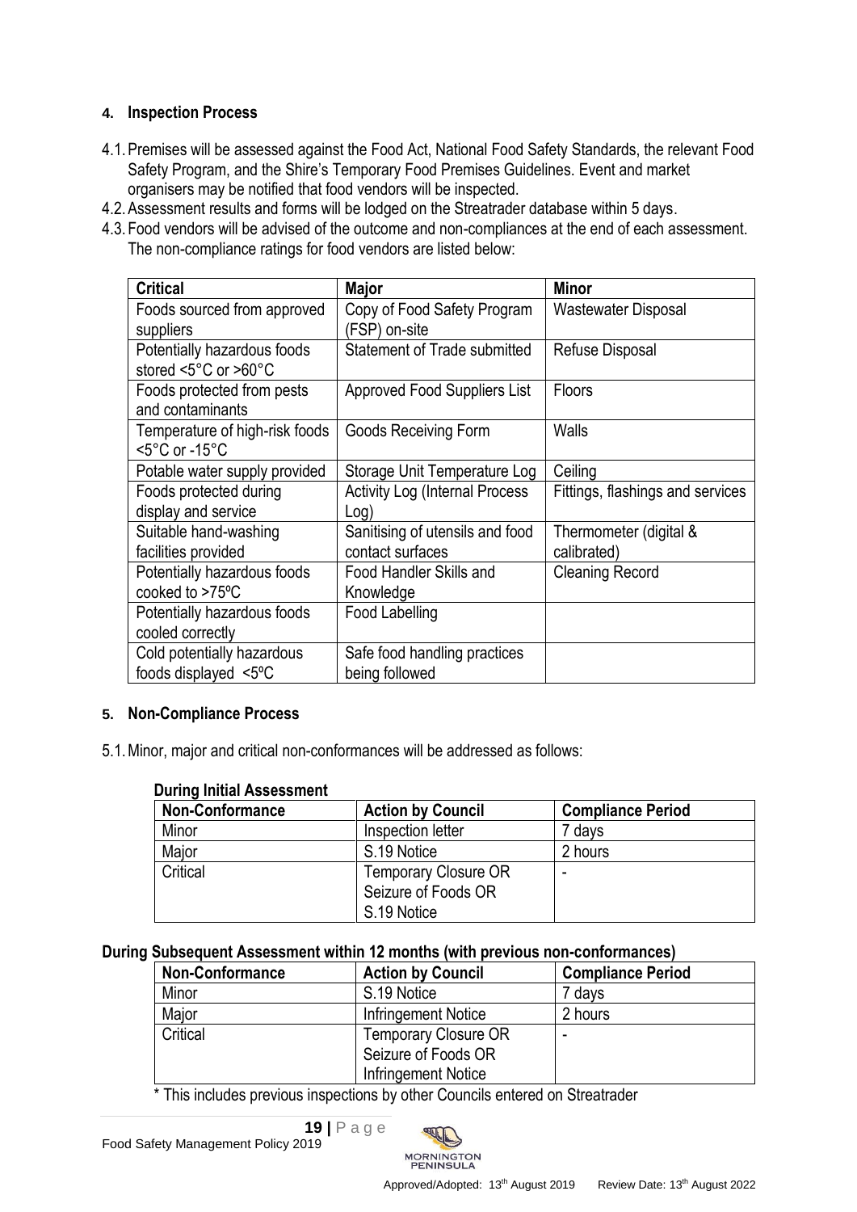## 4. Inspection Process

4.1. Premises will be assessed against the Food Act, National Food Safety Standards, the relevant Food Safety Program, and the Shire's Temporary Food Premises Guidelines. Event and market organisers may be notified that food vendors will be inspected.

4.2. Assessment results and forms will be lodged on the Streatrader database within 5 days.

4.3. Food vendors will be advised of the outcome and non-compliances at the end of each assessment. The non-compliance ratings for food vendors are listed below:

| Critical | Major | Minor |
|---|---|---|
| Foods sourced from approved suppliers | Copy of Food Safety Program (FSP) on-site | Wastewater Disposal |
| Potentially hazardous foods stored <5°C or >60°C | Statement of Trade submitted | Refuse Disposal |
| Foods protected from pests and contaminants | Approved Food Suppliers List | Floors |
| Temperature of high-risk foods <5°C or -15°C | Goods Receiving Form | Walls |
| Potable water supply provided | Storage Unit Temperature Log | Ceiling |
| Foods protected during display and service | Activity Log (Internal Process Log) | Fittings, flashings and services |
| Suitable hand-washing facilities provided | Sanitising of utensils and food contact surfaces | Thermometer (digital & calibrated) |
| Potentially hazardous foods cooked to >75ºC | Food Handler Skills and Knowledge | Cleaning Record |
| Potentially hazardous foods cooled correctly | Food Labelling | |
| Cold potentially hazardous foods displayed <5ºC | Safe food handling practices being followed | |

## 5. Non-Compliance Process

5.1. Minor, major and critical non-conformances will be addressed as follows:

**During Initial Assessment**

| Non-Conformance | Action by Council | Compliance Period |
|---|---|---|
| Minor | Inspection letter | 7 days |
| Major | S.19 Notice | 2 hours |
| Critical | Temporary Closure OR Seizure of Foods OR S.19 Notice | - |

**During Subsequent Assessment within 12 months (with previous non-conformances)**

| Non-Conformance | Action by Council | Compliance Period |
|---|---|---|
| Minor | S.19 Notice | 7 days |
| Major | Infringement Notice | 2 hours |
| Critical | Temporary Closure OR Seizure of Foods OR Infringement Notice | - |

* This includes previous inspections by other Councils entered on Streatrader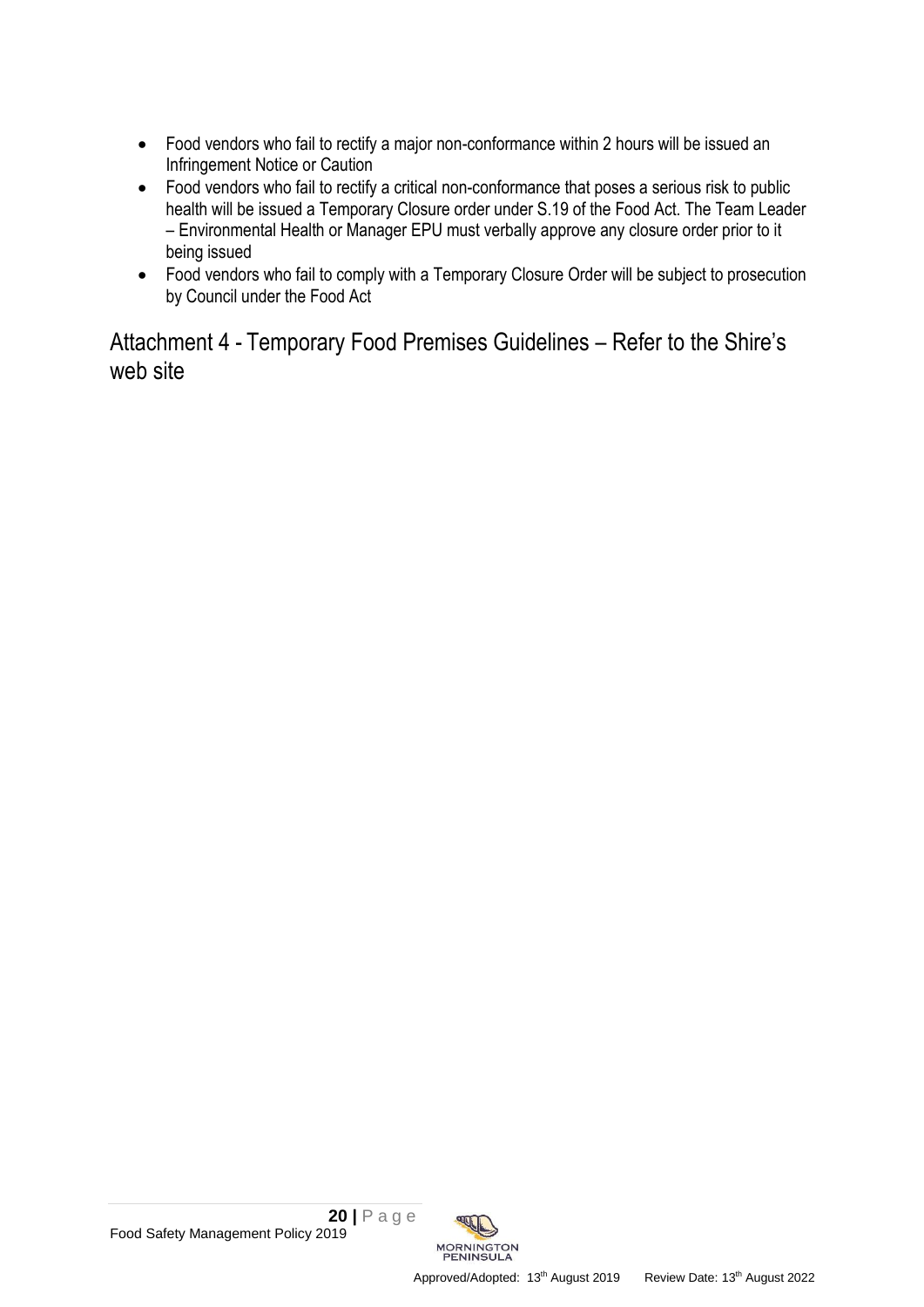- Food vendors who fail to rectify a major non-conformance within 2 hours will be issued an Infringement Notice or Caution
- Food vendors who fail to rectify a critical non-conformance that poses a serious risk to public health will be issued a Temporary Closure order under S.19 of the Food Act. The Team Leader – Environmental Health or Manager EPU must verbally approve any closure order prior to it being issued
- Food vendors who fail to comply with a Temporary Closure Order will be subject to prosecution by Council under the Food Act

## Attachment 4 - Temporary Food Premises Guidelines – Refer to the Shire's web site